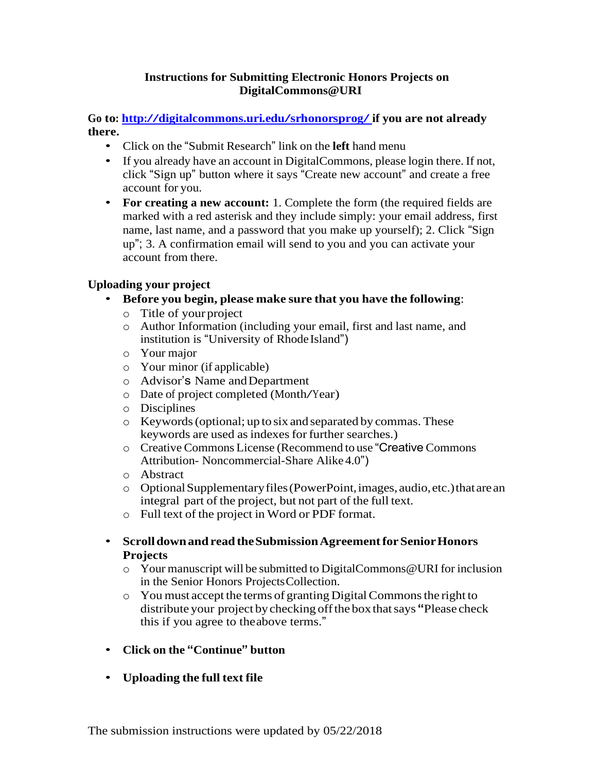**Instructions for Submitting Electronic Honors Projects on DigitalCommons@URI**

**Go to: [http://digitalcommons.uri.edu/srhonorsprog/](http://digitalcommons.uri.edu/srhonorsprog/) if you are not already there.**

- Click on the "Submit Research" link on the **left** hand menu
- If you already have an account in DigitalCommons, please login there. If not, click "Sign up" button where it says "Create new account" and create a free account for you.
- **For creating a new account:** 1. Complete the form (the required fields are marked with a red asterisk and they include simply: your email address, first name, last name, and a password that you make up yourself); 2. Click "Sign up"; 3. A confirmation email will send to you and you can activate your account from there.

**Uploading your project**

- **Before you begin, please make sure that you have the following**:
  - Title of your project
  - Author Information (including your email, first and last name, and institution is "University of Rhode Island")
  - Your major
  - Your minor (if applicable)
  - Advisor's Name and Department
  - Date of project completed (Month/Year)
  - Disciplines
  - Keywords (optional; up to six and separated by commas. These keywords are used as indexes for further searches.)
  - Creative Commons License (Recommend to use "Creative Commons Attribution- Noncommercial-Share Alike 4.0")
  - Abstract
  - Optional Supplementary files (PowerPoint, images, audio, etc.) that are an integral part of the project, but not part of the full text.
  - Full text of the project in Word or PDF format.

- **Scroll down and read the Submission Agreement for Senior Honors Projects**
  - Your manuscript will be submitted to DigitalCommons@URI for inclusion in the Senior Honors Projects Collection.
  - You must accept the terms of granting Digital Commons the right to distribute your project by checking off the box that says **"**Please check this if you agree to the above terms."

- **Click on the "Continue" button**

- **Uploading the full text file**

The submission instructions were updated by 05/22/2018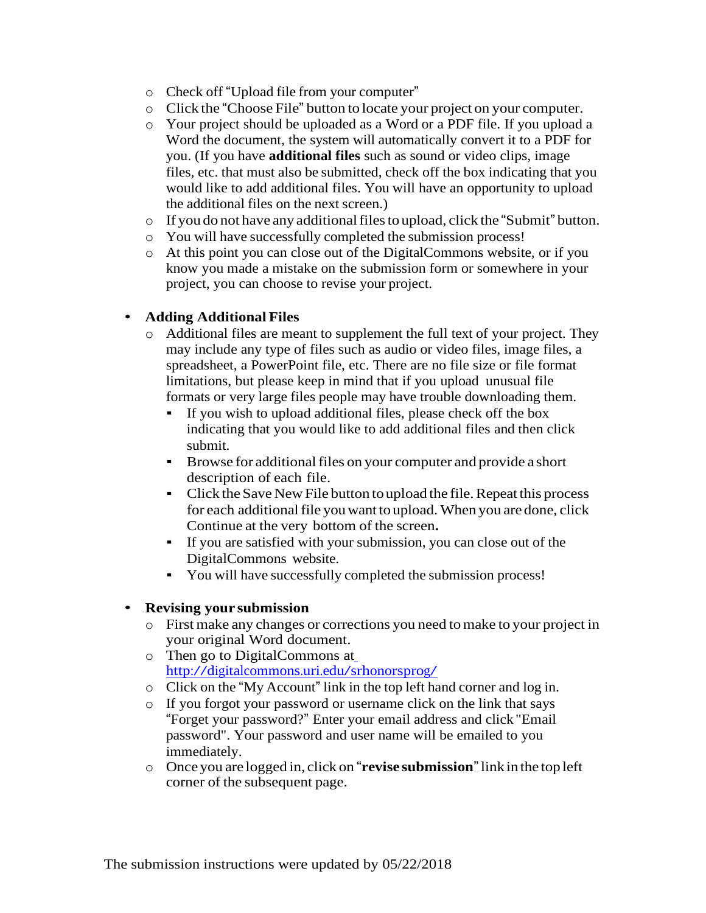- Check off "Upload file from your computer"
- Click the "Choose File" button to locate your project on your computer.
- Your project should be uploaded as a Word or a PDF file. If you upload a Word the document, the system will automatically convert it to a PDF for you. (If you have **additional files** such as sound or video clips, image files, etc. that must also be submitted, check off the box indicating that you would like to add additional files. You will have an opportunity to upload the additional files on the next screen.)
- If you do not have any additional files to upload, click the "Submit" button.
- You will have successfully completed the submission process!
- At this point you can close out of the DigitalCommons website, or if you know you made a mistake on the submission form or somewhere in your project, you can choose to revise your project.

- **Adding Additional Files**
  - Additional files are meant to supplement the full text of your project. They may include any type of files such as audio or video files, image files, a spreadsheet, a PowerPoint file, etc. There are no file size or file format limitations, but please keep in mind that if you upload unusual file formats or very large files people may have trouble downloading them.
    - If you wish to upload additional files, please check off the box indicating that you would like to add additional files and then click submit.
    - Browse for additional files on your computer and provide a short description of each file.
    - Click the Save New File button to upload the file. Repeat this process for each additional file you want to upload. When you are done, click Continue at the very bottom of the screen**.**
    - If you are satisfied with your submission, you can close out of the DigitalCommons website.
    - You will have successfully completed the submission process!

- **Revising your submission**
  - First make any changes or corrections you need to make to your project in your original Word document.
  - Then go to DigitalCommons at [http://digitalcommons.uri.edu/srhonorsprog/](http://digitalcommons.uri.edu/srhonorsprog/)
  - Click on the "My Account" link in the top left hand corner and log in.
  - If you forgot your password or username click on the link that says "Forget your password?" Enter your email address and click "Email password". Your password and user name will be emailed to you immediately.
  - Once you are logged in, click on "**revise submission**" link in the top left corner of the subsequent page.

The submission instructions were updated by 05/22/2018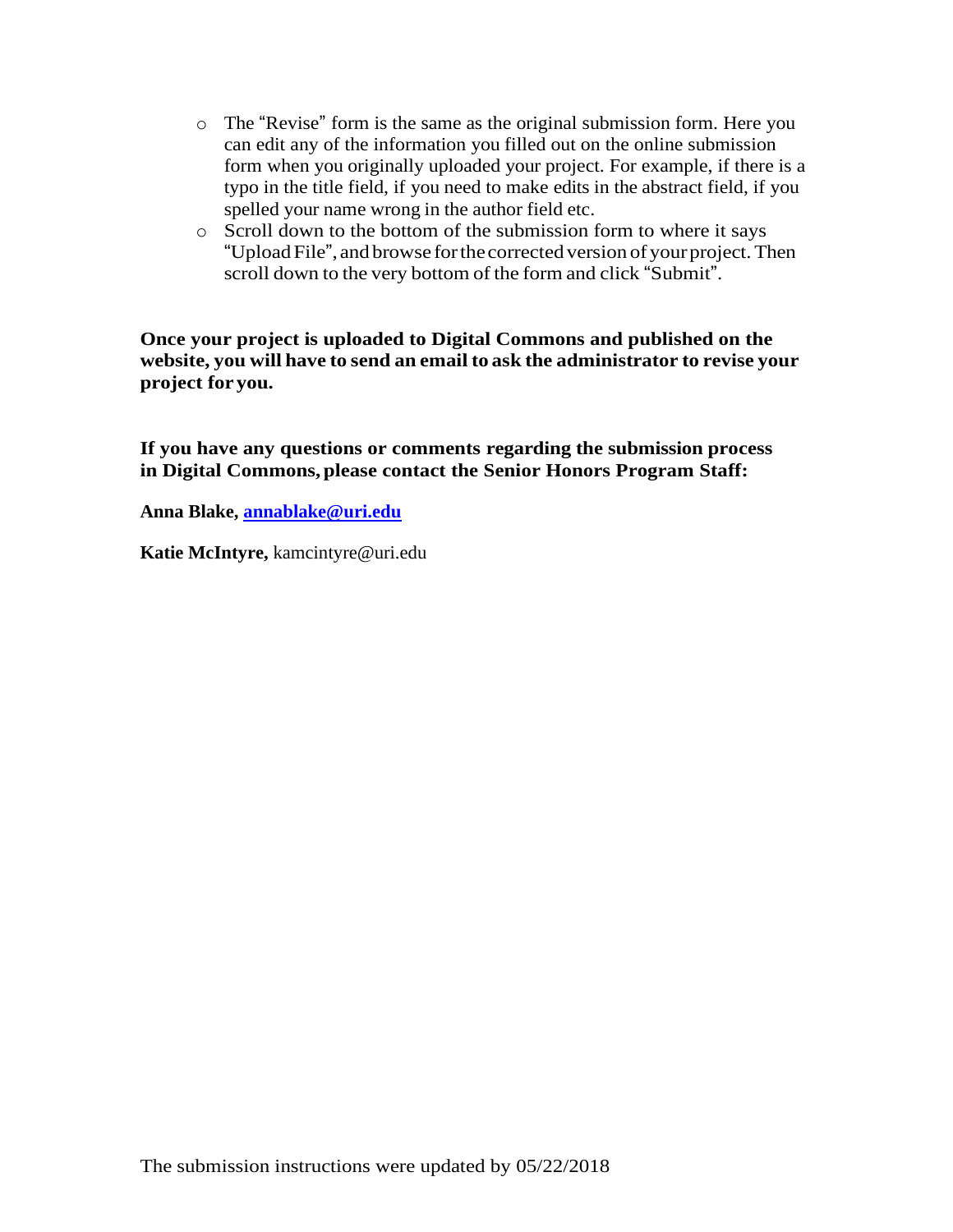- The “Revise” form is the same as the original submission form. Here you can edit any of the information you filled out on the online submission form when you originally uploaded your project. For example, if there is a typo in the title field, if you need to make edits in the abstract field, if you spelled your name wrong in the author field etc.
- Scroll down to the bottom of the submission form to where it says “Upload File”, and browse for the corrected version of your project. Then scroll down to the very bottom of the form and click “Submit”.

**Once your project is uploaded to Digital Commons and published on the website, you will have to send an email to ask the administrator to revise your project for you.**

**If you have any questions or comments regarding the submission process in Digital Commons, please contact the Senior Honors Program Staff:**

**Anna Blake, annablake@uri.edu**

**Katie McIntyre,** kamcintyre@uri.edu

The submission instructions were updated by 05/22/2018